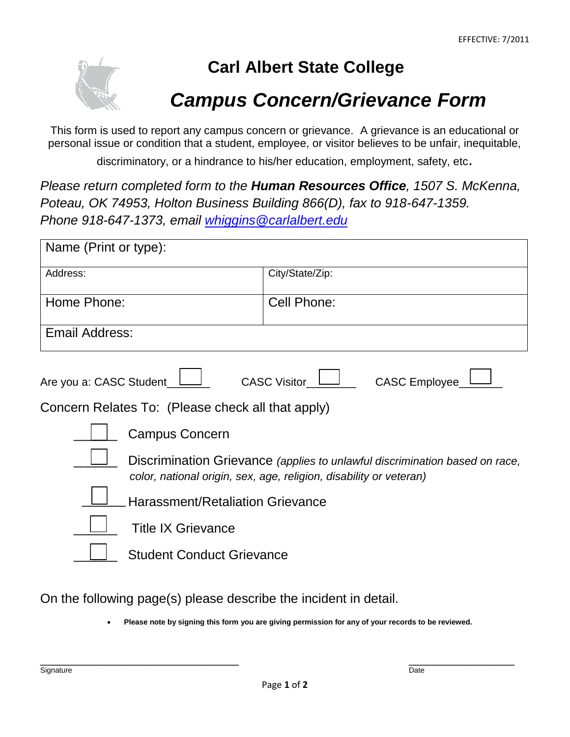EFFECTIVE: 7/2011

# Carl Albert State College

## *Campus Concern/Grievance Form*

This form is used to report any campus concern or grievance. A grievance is an educational or personal issue or condition that a student, employee, or visitor believes to be unfair, inequitable, discriminatory, or a hindrance to his/her education, employment, safety, etc.

*Please return completed form to the **Human Resources Office**, 1507 S. McKenna, Poteau, OK 74953, Holton Business Building 866(D), fax to 918-647-1359. Phone 918-647-1373, email whiggins@carlalbert.edu*

| Name (Print or type): | |
|---|---|
| Address: | City/State/Zip: |
| Home Phone: | Cell Phone: |
| Email Address: | |

Are you a: CASC Student ☐ CASC Visitor ☐ CASC Employee ☐

Concern Relates To: (Please check all that apply)

- ☐ Campus Concern
- ☐ Discrimination Grievance *(applies to unlawful discrimination based on race, color, national origin, sex, age, religion, disability or veteran)*
- ☐ Harassment/Retaliation Grievance
- ☐ Title IX Grievance
- ☐ Student Conduct Grievance

On the following page(s) please describe the incident in detail.

- **Please note by signing this form you are giving permission for any of your records to be reviewed.**

_________________________________ Signature

____________________ Date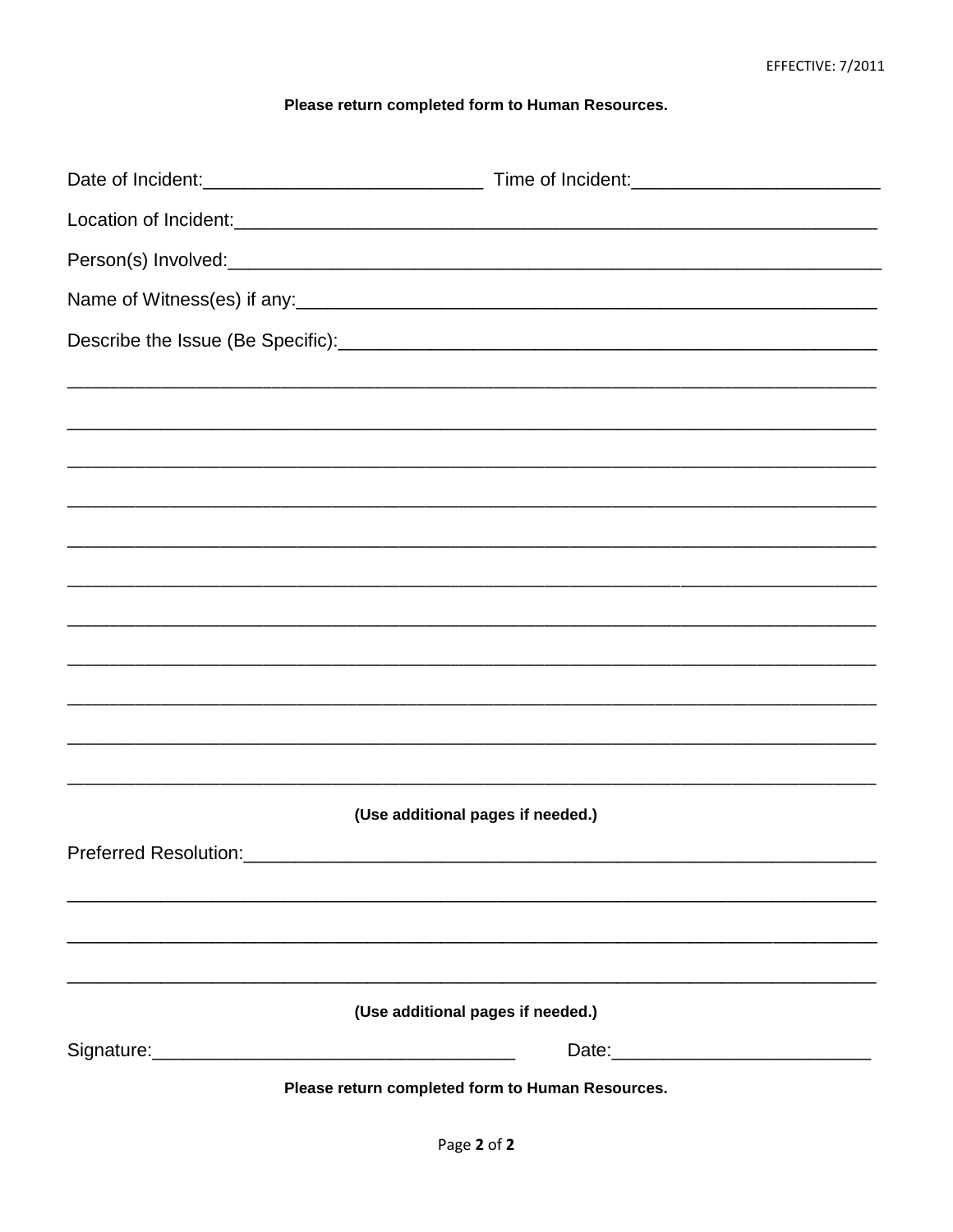EFFECTIVE: 7/2011

**Please return completed form to Human Resources.**

Date of Incident:___________________________ Time of Incident:________________________

Location of Incident:_______________________________________________________________

Person(s) Involved:_________________________________________________________________

Name of Witness(es) if any:__________________________________________________________

Describe the Issue (Be Specific):______________________________________________________

_________________________________________________________________________________

_________________________________________________________________________________

_________________________________________________________________________________

_________________________________________________________________________________

_________________________________________________________________________________

_________________________________________________________________________________

_________________________________________________________________________________

_________________________________________________________________________________

_________________________________________________________________________________

_________________________________________________________________________________

_________________________________________________________________________________

**(Use additional pages if needed.)**

Preferred Resolution:_______________________________________________________________

_________________________________________________________________________________

_________________________________________________________________________________

_________________________________________________________________________________

**(Use additional pages if needed.)**

Signature:___________________________________ Date:_________________________

**Please return completed form to Human Resources.**